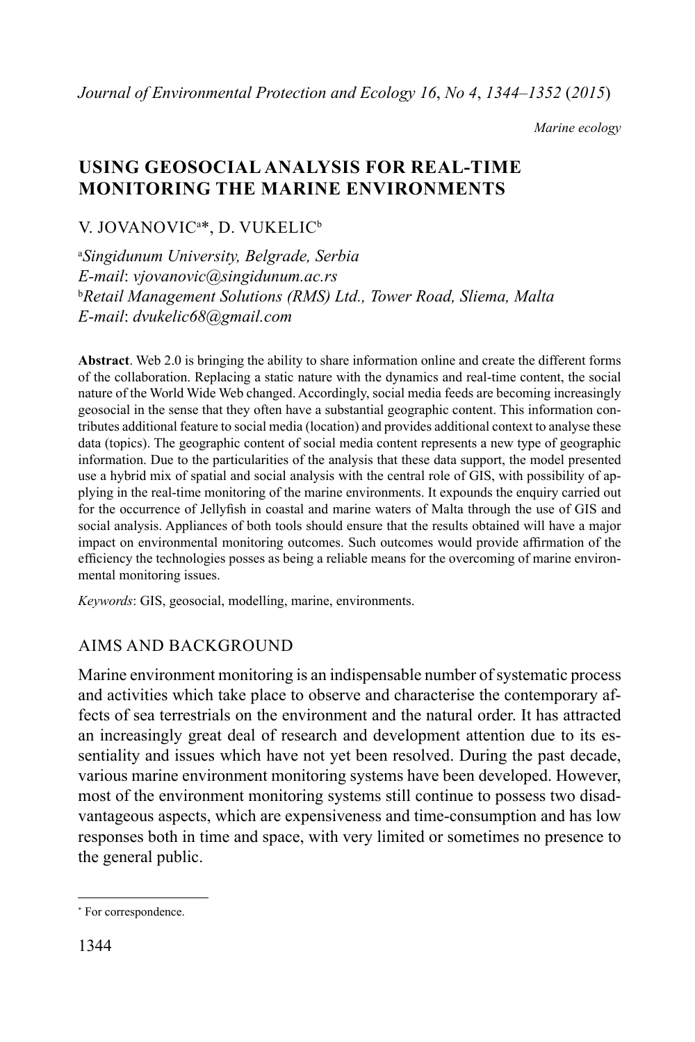*Marine ecology*

# USING GEOSOCIAL ANALYSIS FOR REAL-TIME MONITORING THE MARINE ENVIRONMENTS

V. JOVANOVIC[a]*, D. VUKELIC[b]

[a]*Singidunum University, Belgrade, Serbia*
*E-mail*: *vjovanovic@singidunum.ac.rs*
[b]*Retail Management Solutions (RMS) Ltd., Tower Road, Sliema, Malta*
*E-mail*: *dvukelic68@gmail.com*

**Abstract**. Web 2.0 is bringing the ability to share information online and create the different forms of the collaboration. Replacing a static nature with the dynamics and real-time content, the social nature of the World Wide Web changed. Accordingly, social media feeds are becoming increasingly geosocial in the sense that they often have a substantial geographic content. This information contributes additional feature to social media (location) and provides additional context to analyse these data (topics). The geographic content of social media content represents a new type of geographic information. Due to the particularities of the analysis that these data support, the model presented use a hybrid mix of spatial and social analysis with the central role of GIS, with possibility of applying in the real-time monitoring of the marine environments. It expounds the enquiry carried out for the occurrence of Jellyfish in coastal and marine waters of Malta through the use of GIS and social analysis. Appliances of both tools should ensure that the results obtained will have a major impact on environmental monitoring outcomes. Such outcomes would provide affirmation of the efficiency the technologies posses as being a reliable means for the overcoming of marine environmental monitoring issues.

*Keywords*: GIS, geosocial, modelling, marine, environments.

## AIMS AND BACKGROUND

Marine environment monitoring is an indispensable number of systematic process and activities which take place to observe and characterise the contemporary affects of sea terrestrials on the environment and the natural order. It has attracted an increasingly great deal of research and development attention due to its essentiality and issues which have not yet been resolved. During the past decade, various marine environment monitoring systems have been developed. However, most of the environment monitoring systems still continue to possess two disadvantageous aspects, which are expensiveness and time-consumption and has low responses both in time and space, with very limited or sometimes no presence to the general public.

* For correspondence.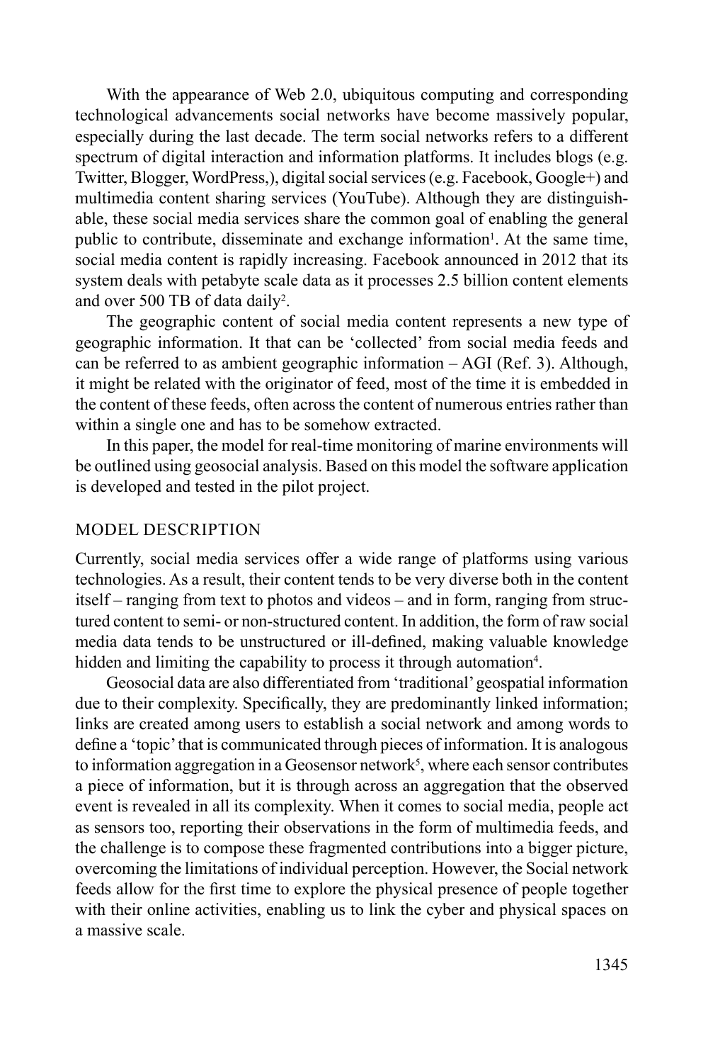With the appearance of Web 2.0, ubiquitous computing and corresponding technological advancements social networks have become massively popular, especially during the last decade. The term social networks refers to a different spectrum of digital interaction and information platforms. It includes blogs (e.g. Twitter, Blogger, WordPress,), digital social services (e.g. Facebook, Google+) and multimedia content sharing services (YouTube). Although they are distinguishable, these social media services share the common goal of enabling the general public to contribute, disseminate and exchange information[1]. At the same time, social media content is rapidly increasing. Facebook announced in 2012 that its system deals with petabyte scale data as it processes 2.5 billion content elements and over 500 TB of data daily[2].

The geographic content of social media content represents a new type of geographic information. It that can be 'collected' from social media feeds and can be referred to as ambient geographic information – AGI (Ref. 3). Although, it might be related with the originator of feed, most of the time it is embedded in the content of these feeds, often across the content of numerous entries rather than within a single one and has to be somehow extracted.

In this paper, the model for real-time monitoring of marine environments will be outlined using geosocial analysis. Based on this model the software application is developed and tested in the pilot project.

## MODEL DESCRIPTION

Currently, social media services offer a wide range of platforms using various technologies. As a result, their content tends to be very diverse both in the content itself – ranging from text to photos and videos – and in form, ranging from structured content to semi- or non-structured content. In addition, the form of raw social media data tends to be unstructured or ill-defined, making valuable knowledge hidden and limiting the capability to process it through automation[4].

Geosocial data are also differentiated from 'traditional' geospatial information due to their complexity. Specifically, they are predominantly linked information; links are created among users to establish a social network and among words to define a 'topic' that is communicated through pieces of information. It is analogous to information aggregation in a Geosensor network[5], where each sensor contributes a piece of information, but it is through across an aggregation that the observed event is revealed in all its complexity. When it comes to social media, people act as sensors too, reporting their observations in the form of multimedia feeds, and the challenge is to compose these fragmented contributions into a bigger picture, overcoming the limitations of individual perception. However, the Social network feeds allow for the first time to explore the physical presence of people together with their online activities, enabling us to link the cyber and physical spaces on a massive scale.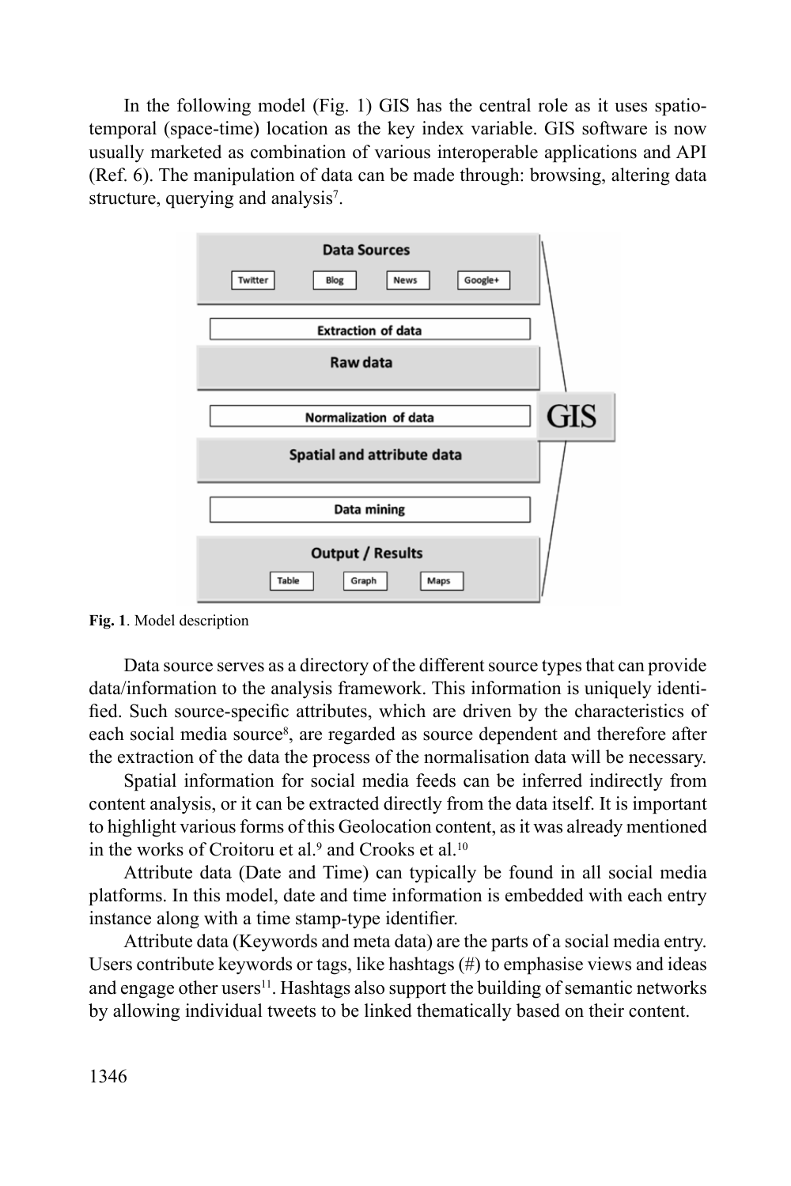In the following model (Fig. 1) GIS has the central role as it uses spatio-temporal (space-time) location as the key index variable. GIS software is now usually marketed as combination of various interoperable applications and API (Ref. 6). The manipulation of data can be made through: browsing, altering data structure, querying and analysis[7].

**Fig. 1**. Model description

Data source serves as a directory of the different source types that can provide data/information to the analysis framework. This information is uniquely identified. Such source-specific attributes, which are driven by the characteristics of each social media source[8], are regarded as source dependent and therefore after the extraction of the data the process of the normalisation data will be necessary.

Spatial information for social media feeds can be inferred indirectly from content analysis, or it can be extracted directly from the data itself. It is important to highlight various forms of this Geolocation content, as it was already mentioned in the works of Croitoru et al.[9] and Crooks et al.[10]

Attribute data (Date and Time) can typically be found in all social media platforms. In this model, date and time information is embedded with each entry instance along with a time stamp-type identifier.

Attribute data (Keywords and meta data) are the parts of a social media entry. Users contribute keywords or tags, like hashtags (#) to emphasise views and ideas and engage other users[11]. Hashtags also support the building of semantic networks by allowing individual tweets to be linked thematically based on their content.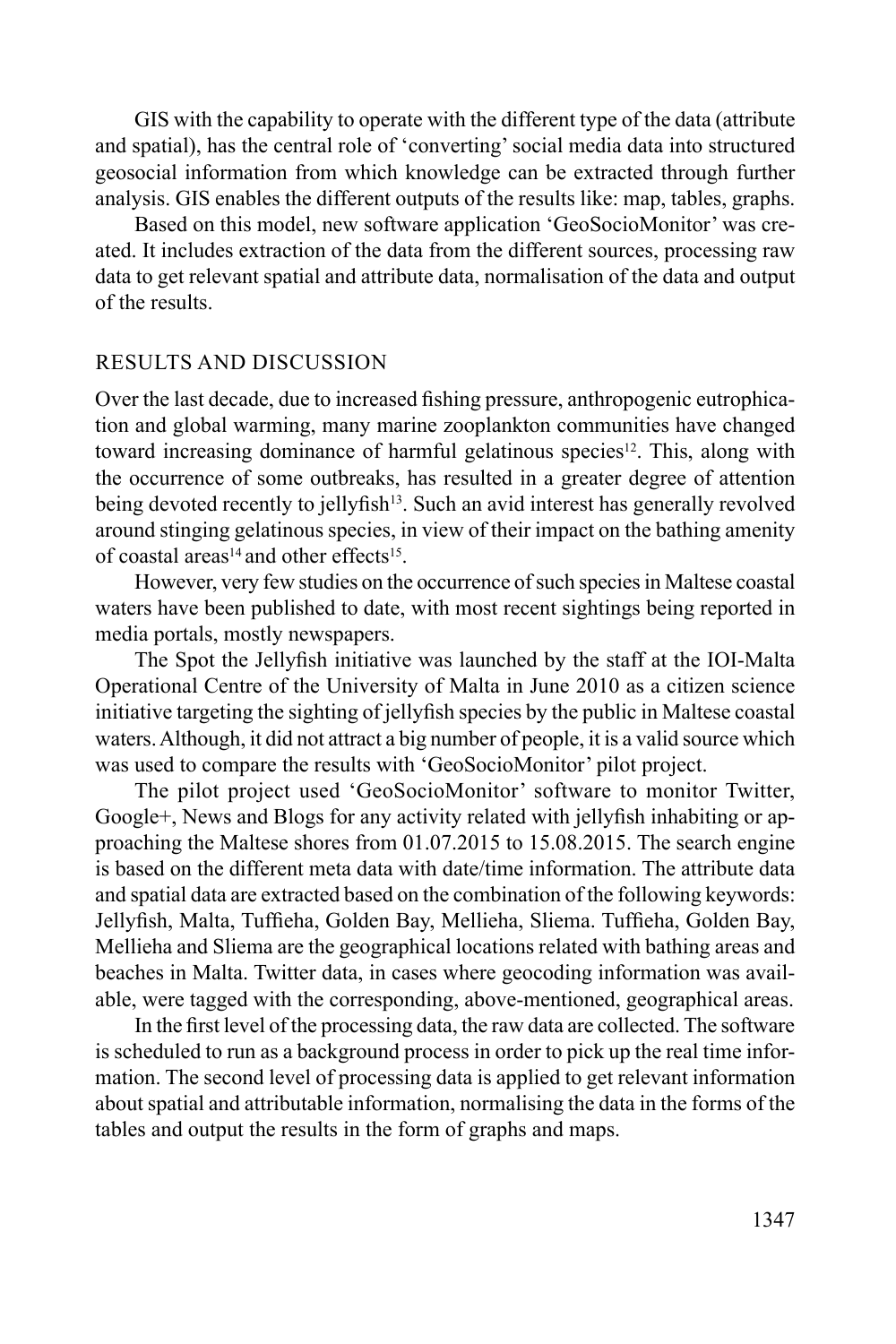GIS with the capability to operate with the different type of the data (attribute and spatial), has the central role of 'converting' social media data into structured geosocial information from which knowledge can be extracted through further analysis. GIS enables the different outputs of the results like: map, tables, graphs.

Based on this model, new software application 'GeoSocioMonitor' was created. It includes extraction of the data from the different sources, processing raw data to get relevant spatial and attribute data, normalisation of the data and output of the results.

## RESULTS AND DISCUSSION

Over the last decade, due to increased fishing pressure, anthropogenic eutrophication and global warming, many marine zooplankton communities have changed toward increasing dominance of harmful gelatinous species[12]. This, along with the occurrence of some outbreaks, has resulted in a greater degree of attention being devoted recently to jellyfish[13]. Such an avid interest has generally revolved around stinging gelatinous species, in view of their impact on the bathing amenity of coastal areas[14] and other effects[15].

However, very few studies on the occurrence of such species in Maltese coastal waters have been published to date, with most recent sightings being reported in media portals, mostly newspapers.

The Spot the Jellyfish initiative was launched by the staff at the IOI-Malta Operational Centre of the University of Malta in June 2010 as a citizen science initiative targeting the sighting of jellyfish species by the public in Maltese coastal waters. Although, it did not attract a big number of people, it is a valid source which was used to compare the results with 'GeoSocioMonitor' pilot project.

The pilot project used 'GeoSocioMonitor' software to monitor Twitter, Google+, News and Blogs for any activity related with jellyfish inhabiting or approaching the Maltese shores from 01.07.2015 to 15.08.2015. The search engine is based on the different meta data with date/time information. The attribute data and spatial data are extracted based on the combination of the following keywords: Jellyfish, Malta, Tuffieha, Golden Bay, Mellieha, Sliema. Tuffieha, Golden Bay, Mellieha and Sliema are the geographical locations related with bathing areas and beaches in Malta. Twitter data, in cases where geocoding information was available, were tagged with the corresponding, above-mentioned, geographical areas.

In the first level of the processing data, the raw data are collected. The software is scheduled to run as a background process in order to pick up the real time information. The second level of processing data is applied to get relevant information about spatial and attributable information, normalising the data in the forms of the tables and output the results in the form of graphs and maps.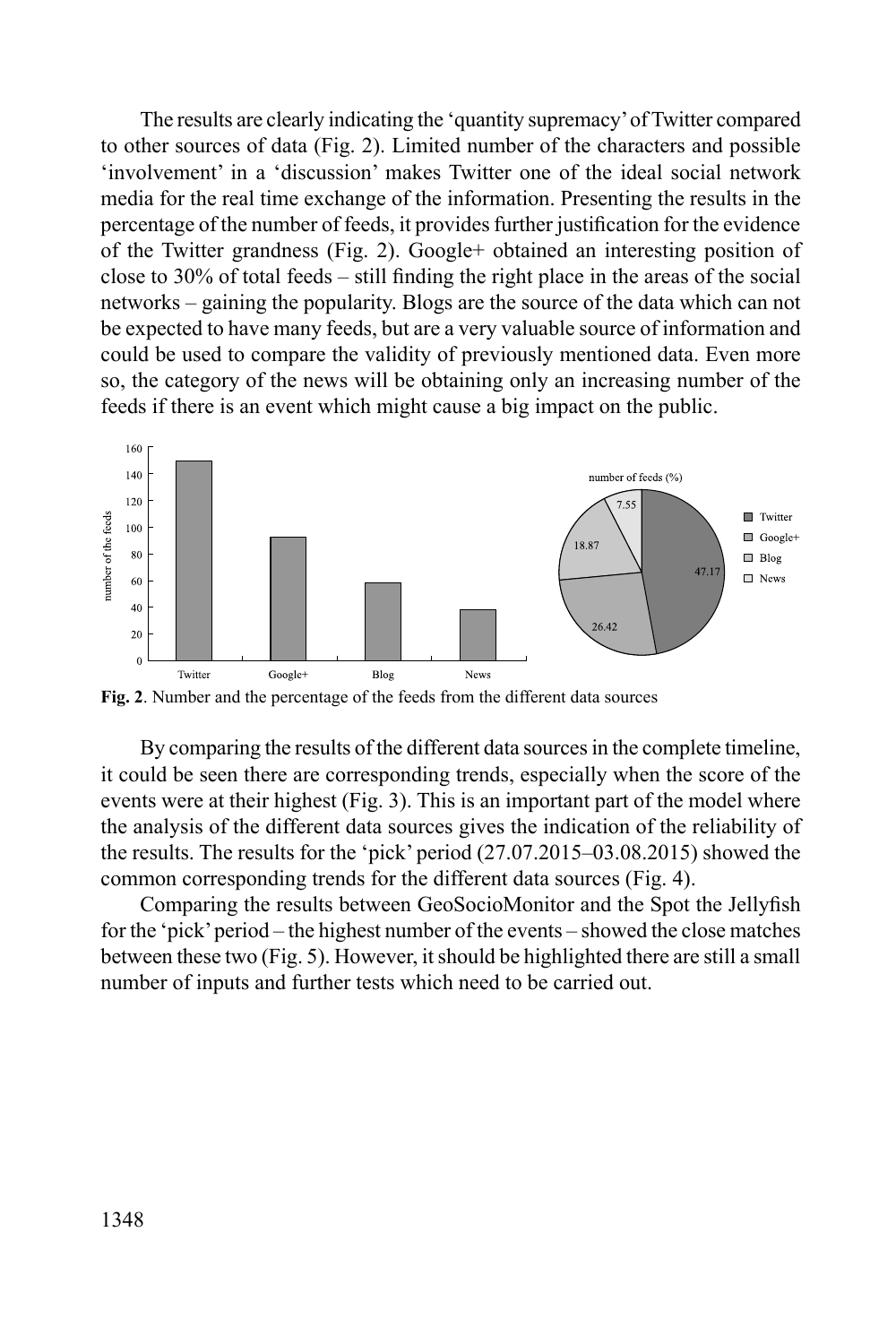The results are clearly indicating the 'quantity supremacy' of Twitter compared to other sources of data (Fig. 2). Limited number of the characters and possible 'involvement' in a 'discussion' makes Twitter one of the ideal social network media for the real time exchange of the information. Presenting the results in the percentage of the number of feeds, it provides further justification for the evidence of the Twitter grandness (Fig. 2). Google+ obtained an interesting position of close to 30% of total feeds – still finding the right place in the areas of the social networks – gaining the popularity. Blogs are the source of the data which can not be expected to have many feeds, but are a very valuable source of information and could be used to compare the validity of previously mentioned data. Even more so, the category of the news will be obtaining only an increasing number of the feeds if there is an event which might cause a big impact on the public.

**Fig. 2**. Number and the percentage of the feeds from the different data sources

By comparing the results of the different data sources in the complete timeline, it could be seen there are corresponding trends, especially when the score of the events were at their highest (Fig. 3). This is an important part of the model where the analysis of the different data sources gives the indication of the reliability of the results. The results for the 'pick' period (27.07.2015–03.08.2015) showed the common corresponding trends for the different data sources (Fig. 4).

Comparing the results between GeoSocioMonitor and the Spot the Jellyfish for the 'pick' period – the highest number of the events – showed the close matches between these two (Fig. 5). However, it should be highlighted there are still a small number of inputs and further tests which need to be carried out.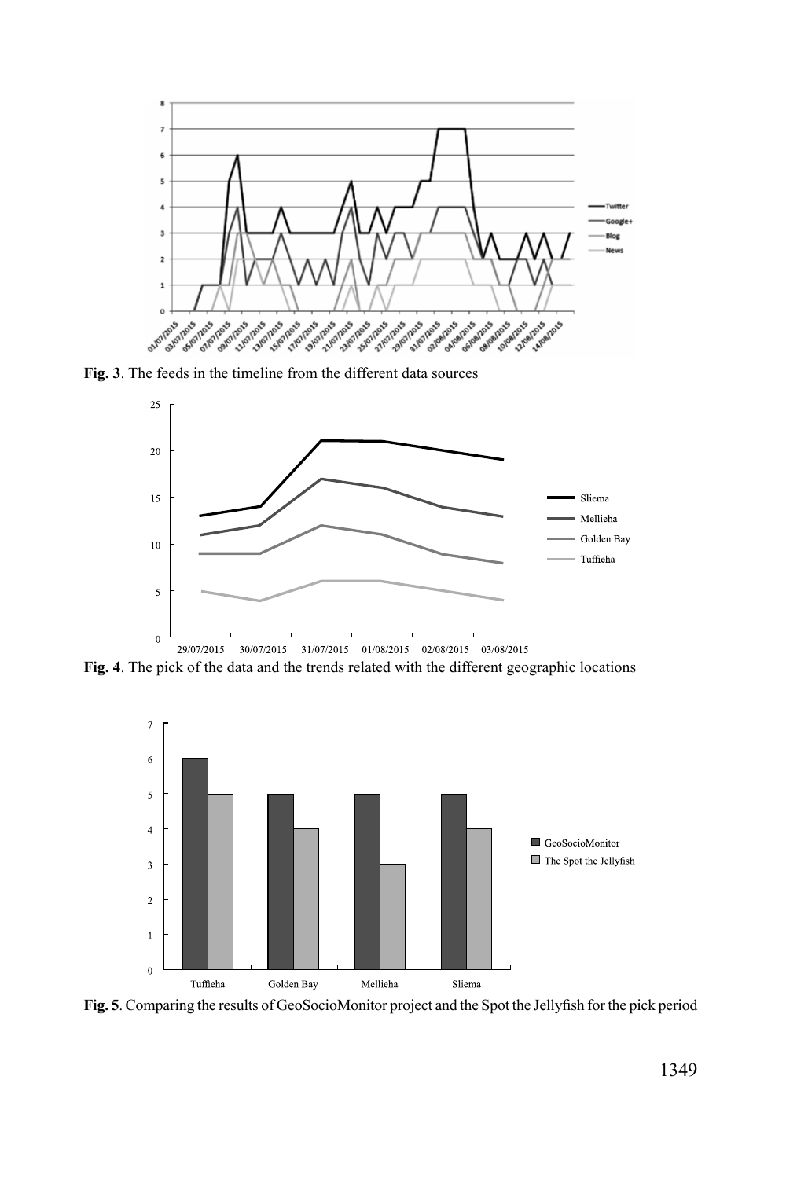Fig. 3. The feeds in the timeline from the different data sources

Fig. 4. The pick of the data and the trends related with the different geographic locations

Fig. 5. Comparing the results of GeoSocioMonitor project and the Spot the Jellyfish for the pick period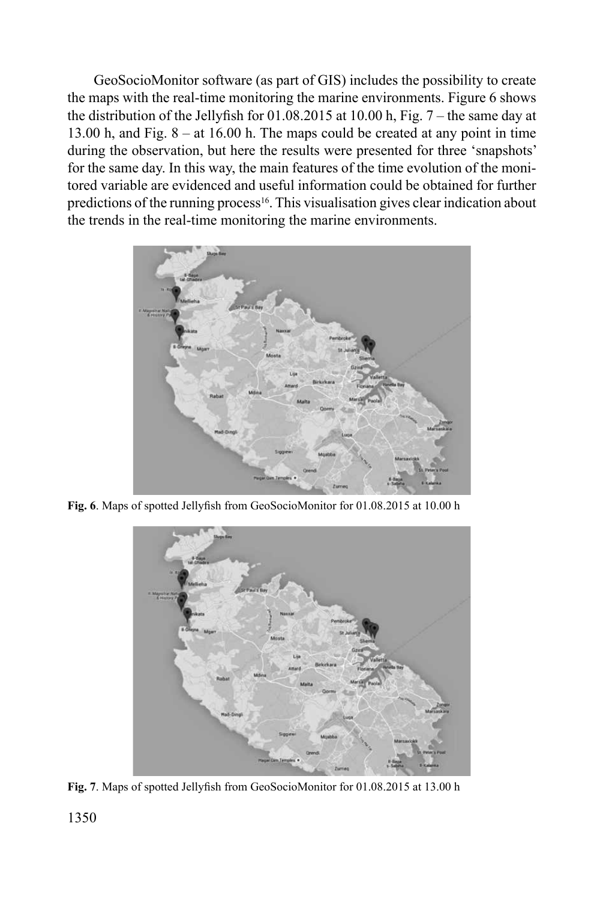GeoSocioMonitor software (as part of GIS) includes the possibility to create the maps with the real-time monitoring the marine environments. Figure 6 shows the distribution of the Jellyfish for 01.08.2015 at 10.00 h, Fig. 7 – the same day at 13.00 h, and Fig. 8 – at 16.00 h. The maps could be created at any point in time during the observation, but here the results were presented for three 'snapshots' for the same day. In this way, the main features of the time evolution of the monitored variable are evidenced and useful information could be obtained for further predictions of the running process[16]. This visualisation gives clear indication about the trends in the real-time monitoring the marine environments.

**Fig. 6**. Maps of spotted Jellyfish from GeoSocioMonitor for 01.08.2015 at 10.00 h

**Fig. 7**. Maps of spotted Jellyfish from GeoSocioMonitor for 01.08.2015 at 13.00 h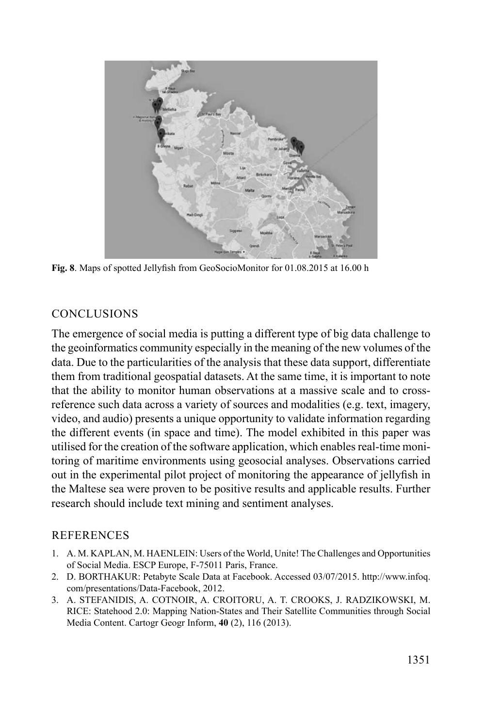Fig. 8. Maps of spotted Jellyfish from GeoSocioMonitor for 01.08.2015 at 16.00 h

## CONCLUSIONS

The emergence of social media is putting a different type of big data challenge to the geoinformatics community especially in the meaning of the new volumes of the data. Due to the particularities of the analysis that these data support, differentiate them from traditional geospatial datasets. At the same time, it is important to note that the ability to monitor human observations at a massive scale and to cross-reference such data across a variety of sources and modalities (e.g. text, imagery, video, and audio) presents a unique opportunity to validate information regarding the different events (in space and time). The model exhibited in this paper was utilised for the creation of the software application, which enables real-time monitoring of maritime environments using geosocial analyses. Observations carried out in the experimental pilot project of monitoring the appearance of jellyfish in the Maltese sea were proven to be positive results and applicable results. Further research should include text mining and sentiment analyses.

## REFERENCES

1. A. M. KAPLAN, M. HAENLEIN: Users of the World, Unite! The Challenges and Opportunities of Social Media. ESCP Europe, F-75011 Paris, France.
2. D. BORTHAKUR: Petabyte Scale Data at Facebook. Accessed 03/07/2015. http://www.infoq.com/presentations/Data-Facebook, 2012.
3. A. STEFANIDIS, A. COTNOIR, A. CROITORU, A. T. CROOKS, J. RADZIKOWSKI, M. RICE: Statehood 2.0: Mapping Nation-States and Their Satellite Communities through Social Media Content. Cartogr Geogr Inform, **40** (2), 116 (2013).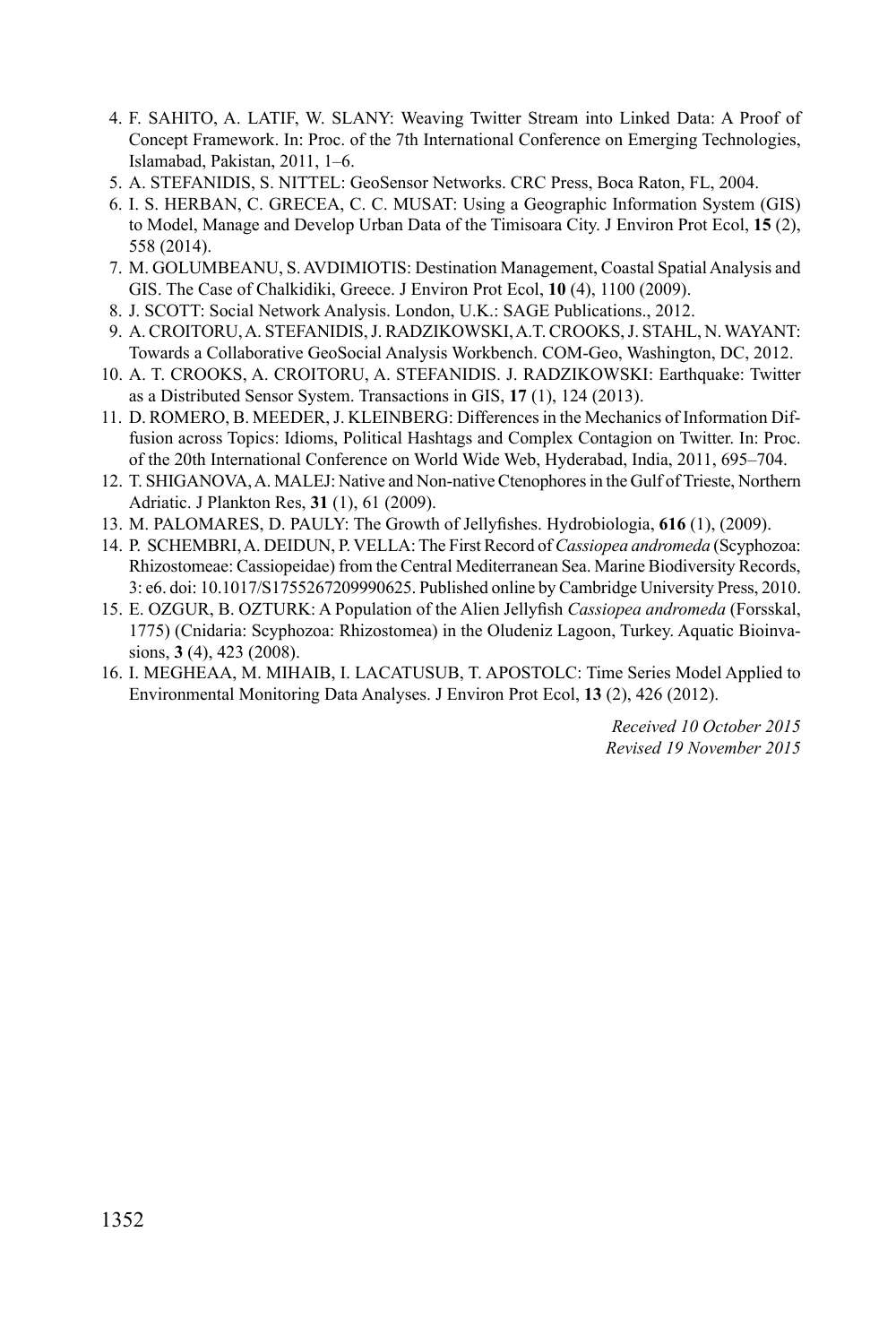4. F. SAHITO, A. LATIF, W. SLANY: Weaving Twitter Stream into Linked Data: A Proof of Concept Framework. In: Proc. of the 7th International Conference on Emerging Technologies, Islamabad, Pakistan, 2011, 1–6.
5. A. STEFANIDIS, S. NITTEL: GeoSensor Networks. CRC Press, Boca Raton, FL, 2004.
6. I. S. HERBAN, C. GRECEA, C. C. MUSAT: Using a Geographic Information System (GIS) to Model, Manage and Develop Urban Data of the Timisoara City. J Environ Prot Ecol, **15** (2), 558 (2014).
7. M. GOLUMBEANU, S. AVDIMIOTIS: Destination Management, Coastal Spatial Analysis and GIS. The Case of Chalkidiki, Greece. J Environ Prot Ecol, **10** (4), 1100 (2009).
8. J. SCOTT: Social Network Analysis. London, U.K.: SAGE Publications., 2012.
9. A. CROITORU, A. STEFANIDIS, J. RADZIKOWSKI, A.T. CROOKS, J. STAHL, N. WAYANT: Towards a Collaborative GeoSocial Analysis Workbench. COM-Geo, Washington, DC, 2012.
10. A. T. CROOKS, A. CROITORU, A. STEFANIDIS. J. RADZIKOWSKI: Earthquake: Twitter as a Distributed Sensor System. Transactions in GIS, **17** (1), 124 (2013).
11. D. ROMERO, B. MEEDER, J. KLEINBERG: Differences in the Mechanics of Information Diffusion across Topics: Idioms, Political Hashtags and Complex Contagion on Twitter. In: Proc. of the 20th International Conference on World Wide Web, Hyderabad, India, 2011, 695–704.
12. T. SHIGANOVA, A. MALEJ: Native and Non-native Ctenophores in the Gulf of Trieste, Northern Adriatic. J Plankton Res, **31** (1), 61 (2009).
13. M. PALOMARES, D. PAULY: The Growth of Jellyfishes. Hydrobiologia, **616** (1), (2009).
14. P. SCHEMBRI, A. DEIDUN, P. VELLA: The First Record of *Cassiopea andromeda* (Scyphozoa: Rhizostomeae: Cassiopeidae) from the Central Mediterranean Sea. Marine Biodiversity Records, 3: e6. doi: 10.1017/S1755267209990625. Published online by Cambridge University Press, 2010.
15. E. OZGUR, B. OZTURK: A Population of the Alien Jellyfish *Cassiopea andromeda* (Forsskal, 1775) (Cnidaria: Scyphozoa: Rhizostomea) in the Oludeniz Lagoon, Turkey. Aquatic Bioinvasions, **3** (4), 423 (2008).
16. I. MEGHEAA, M. MIHAIB, I. LACATUSUB, T. APOSTOLC: Time Series Model Applied to Environmental Monitoring Data Analyses. J Environ Prot Ecol, **13** (2), 426 (2012).

*Received 10 October 2015*
*Revised 19 November 2015*